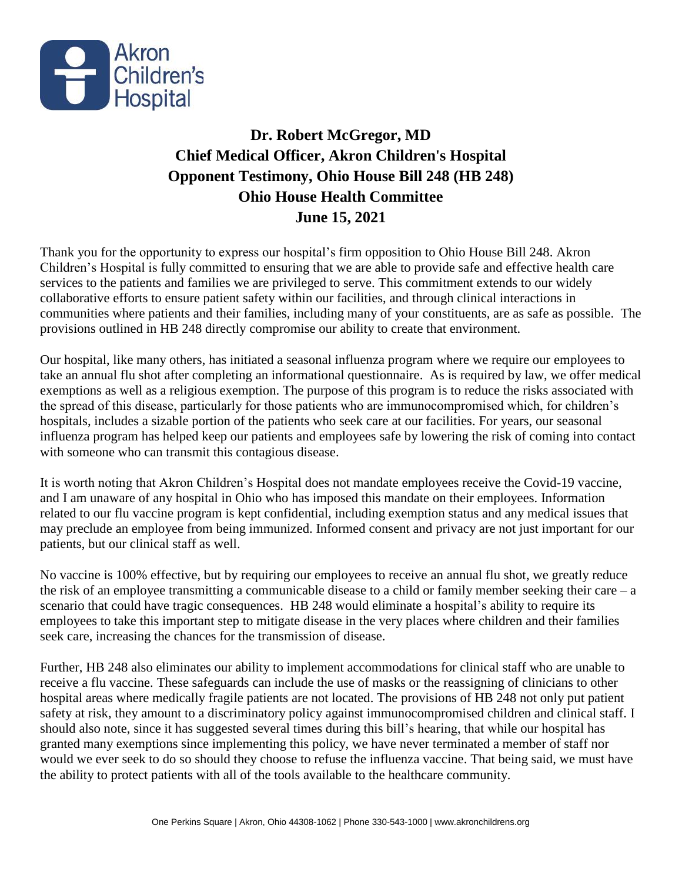Akron Children's Hospital

**Dr. Robert McGregor, MD**
**Chief Medical Officer, Akron Children's Hospital**
**Opponent Testimony, Ohio House Bill 248 (HB 248)**
**Ohio House Health Committee**
**June 15, 2021**

Thank you for the opportunity to express our hospital's firm opposition to Ohio House Bill 248. Akron Children's Hospital is fully committed to ensuring that we are able to provide safe and effective health care services to the patients and families we are privileged to serve. This commitment extends to our widely collaborative efforts to ensure patient safety within our facilities, and through clinical interactions in communities where patients and their families, including many of your constituents, are as safe as possible. The provisions outlined in HB 248 directly compromise our ability to create that environment.

Our hospital, like many others, has initiated a seasonal influenza program where we require our employees to take an annual flu shot after completing an informational questionnaire. As is required by law, we offer medical exemptions as well as a religious exemption. The purpose of this program is to reduce the risks associated with the spread of this disease, particularly for those patients who are immunocompromised which, for children's hospitals, includes a sizable portion of the patients who seek care at our facilities. For years, our seasonal influenza program has helped keep our patients and employees safe by lowering the risk of coming into contact with someone who can transmit this contagious disease.

It is worth noting that Akron Children's Hospital does not mandate employees receive the Covid-19 vaccine, and I am unaware of any hospital in Ohio who has imposed this mandate on their employees. Information related to our flu vaccine program is kept confidential, including exemption status and any medical issues that may preclude an employee from being immunized. Informed consent and privacy are not just important for our patients, but our clinical staff as well.

No vaccine is 100% effective, but by requiring our employees to receive an annual flu shot, we greatly reduce the risk of an employee transmitting a communicable disease to a child or family member seeking their care – a scenario that could have tragic consequences. HB 248 would eliminate a hospital's ability to require its employees to take this important step to mitigate disease in the very places where children and their families seek care, increasing the chances for the transmission of disease.

Further, HB 248 also eliminates our ability to implement accommodations for clinical staff who are unable to receive a flu vaccine. These safeguards can include the use of masks or the reassigning of clinicians to other hospital areas where medically fragile patients are not located. The provisions of HB 248 not only put patient safety at risk, they amount to a discriminatory policy against immunocompromised children and clinical staff. I should also note, since it has suggested several times during this bill's hearing, that while our hospital has granted many exemptions since implementing this policy, we have never terminated a member of staff nor would we ever seek to do so should they choose to refuse the influenza vaccine. That being said, we must have the ability to protect patients with all of the tools available to the healthcare community.

One Perkins Square | Akron, Ohio 44308-1062 | Phone 330-543-1000 | www.akronchildrens.org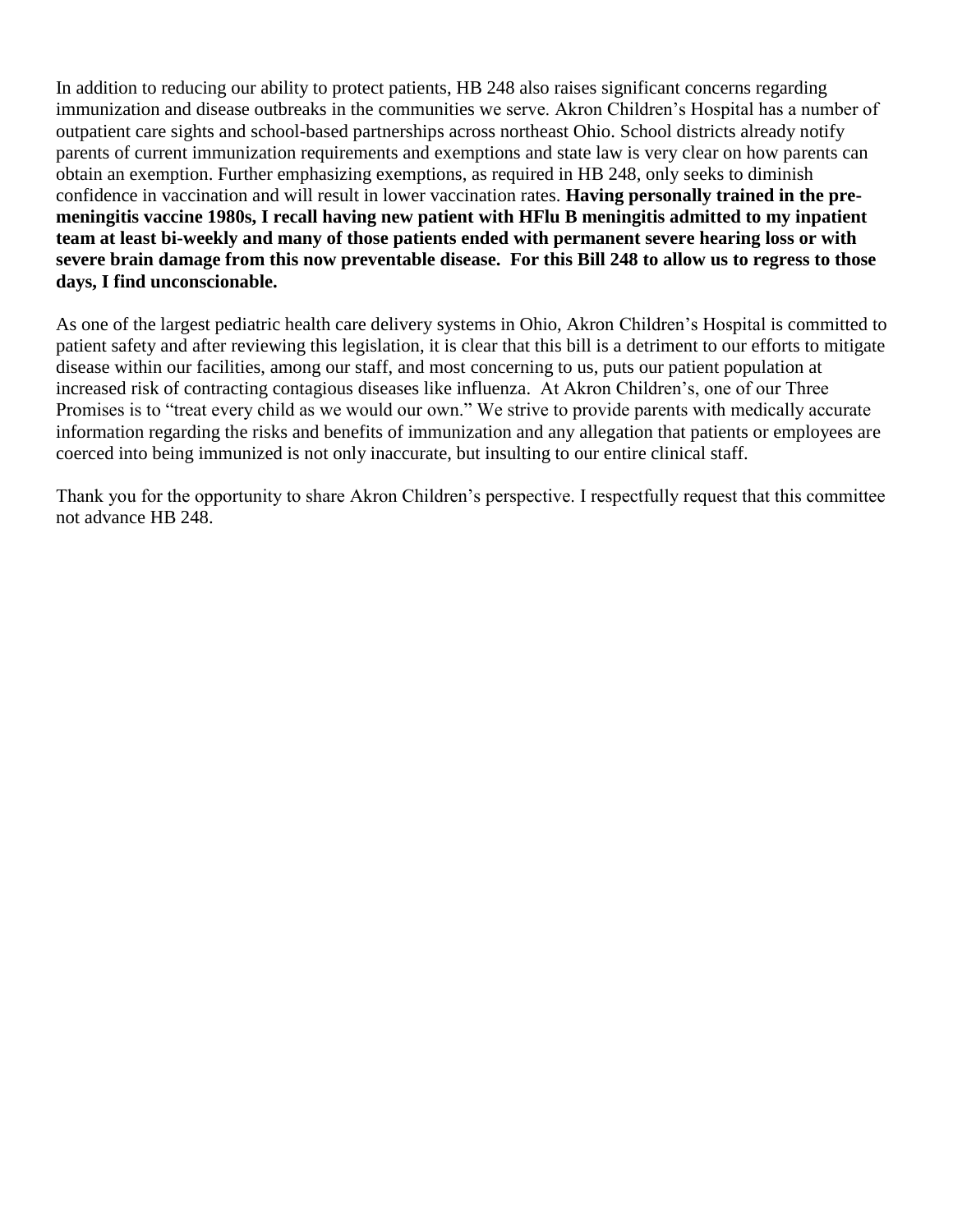In addition to reducing our ability to protect patients, HB 248 also raises significant concerns regarding immunization and disease outbreaks in the communities we serve. Akron Children's Hospital has a number of outpatient care sights and school-based partnerships across northeast Ohio. School districts already notify parents of current immunization requirements and exemptions and state law is very clear on how parents can obtain an exemption. Further emphasizing exemptions, as required in HB 248, only seeks to diminish confidence in vaccination and will result in lower vaccination rates. **Having personally trained in the pre-meningitis vaccine 1980s, I recall having new patient with HFlu B meningitis admitted to my inpatient team at least bi-weekly and many of those patients ended with permanent severe hearing loss or with severe brain damage from this now preventable disease. For this Bill 248 to allow us to regress to those days, I find unconscionable.**

As one of the largest pediatric health care delivery systems in Ohio, Akron Children's Hospital is committed to patient safety and after reviewing this legislation, it is clear that this bill is a detriment to our efforts to mitigate disease within our facilities, among our staff, and most concerning to us, puts our patient population at increased risk of contracting contagious diseases like influenza. At Akron Children's, one of our Three Promises is to "treat every child as we would our own." We strive to provide parents with medically accurate information regarding the risks and benefits of immunization and any allegation that patients or employees are coerced into being immunized is not only inaccurate, but insulting to our entire clinical staff.

Thank you for the opportunity to share Akron Children's perspective. I respectfully request that this committee not advance HB 248.